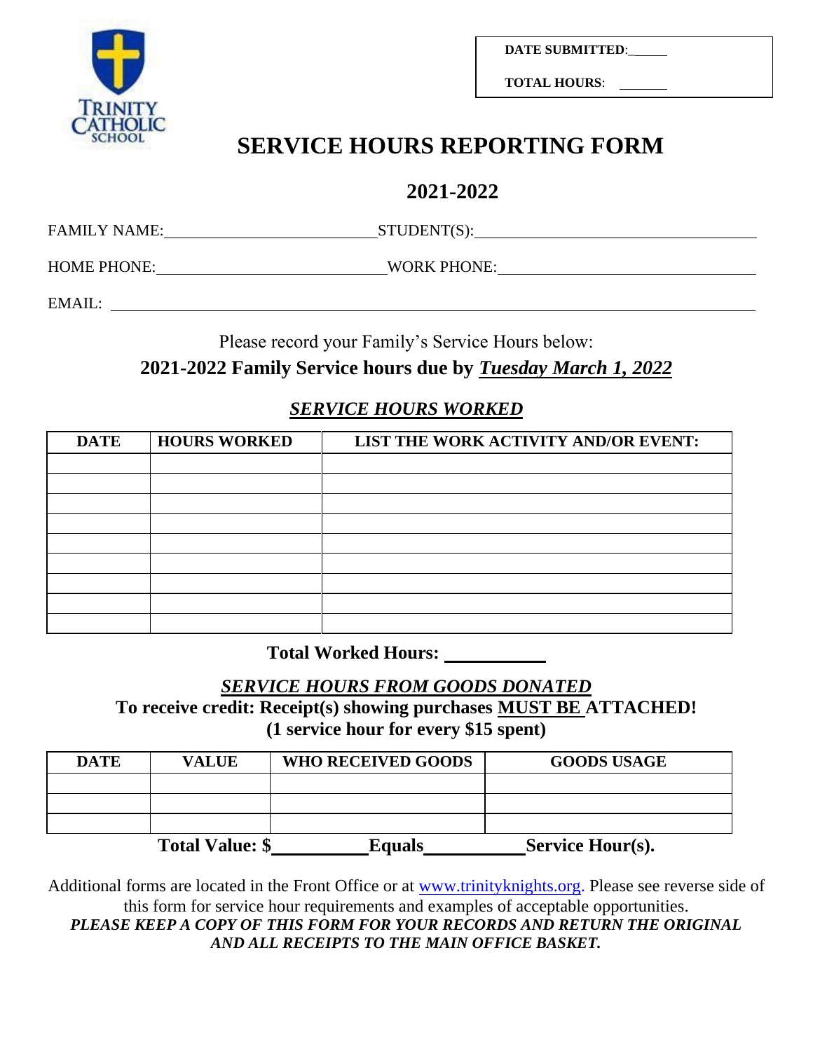TRINITY CATHOLIC SCHOOL

**DATE SUBMITTED**:\_\_\_\_\_\_

**TOTAL HOURS**: \_\_\_\_\_\_\_

# SERVICE HOURS REPORTING FORM

## 2021-2022

FAMILY NAME:\_\_\_\_\_\_\_\_\_\_\_\_\_\_\_\_\_\_\_\_\_\_\_\_\_\_\_\_ STUDENT(S):\_\_\_\_\_\_\_\_\_\_\_\_\_\_\_\_\_\_\_\_\_\_\_\_\_\_\_\_\_\_\_\_\_\_\_\_\_

HOME PHONE:\_\_\_\_\_\_\_\_\_\_\_\_\_\_\_\_\_\_\_\_\_\_\_\_\_\_\_\_\_\_ WORK PHONE:\_\_\_\_\_\_\_\_\_\_\_\_\_\_\_\_\_\_\_\_\_\_\_\_\_\_\_\_\_\_\_\_\_\_

EMAIL: \_\_\_\_\_\_\_\_\_\_\_\_\_\_\_\_\_\_\_\_\_\_\_\_\_\_\_\_\_\_\_\_\_\_\_\_\_\_\_\_\_\_\_\_\_\_\_\_\_\_\_\_\_\_\_\_\_\_\_\_\_\_\_\_\_\_\_\_\_\_\_\_\_\_\_\_\_\_\_\_

Please record your Family's Service Hours below:

**2021-2022 Family Service hours due by *Tuesday March 1, 2022***

***SERVICE HOURS WORKED***

| DATE | HOURS WORKED | LIST THE WORK ACTIVITY AND/OR EVENT: |
|---|---|---|
| | | |
| | | |
| | | |
| | | |
| | | |
| | | |
| | | |
| | | |
| | | |

**Total Worked Hours: \_\_\_\_\_\_\_\_\_\_\_\_**

***SERVICE HOURS FROM GOODS DONATED***

**To receive credit: Receipt(s) showing purchases MUST BE ATTACHED!**

**(1 service hour for every $15 spent)**

| DATE | VALUE | WHO RECEIVED GOODS | GOODS USAGE |
|---|---|---|---|
| | | | |
| | | | |
| | | | |

**Total Value: $\_\_\_\_\_\_\_\_\_\_\_\_ Equals\_\_\_\_\_\_\_\_\_\_\_\_ Service Hour(s).**

Additional forms are located in the Front Office or at www.trinityknights.org. Please see reverse side of this form for service hour requirements and examples of acceptable opportunities.

***PLEASE KEEP A COPY OF THIS FORM FOR YOUR RECORDS AND RETURN THE ORIGINAL AND ALL RECEIPTS TO THE MAIN OFFICE BASKET.***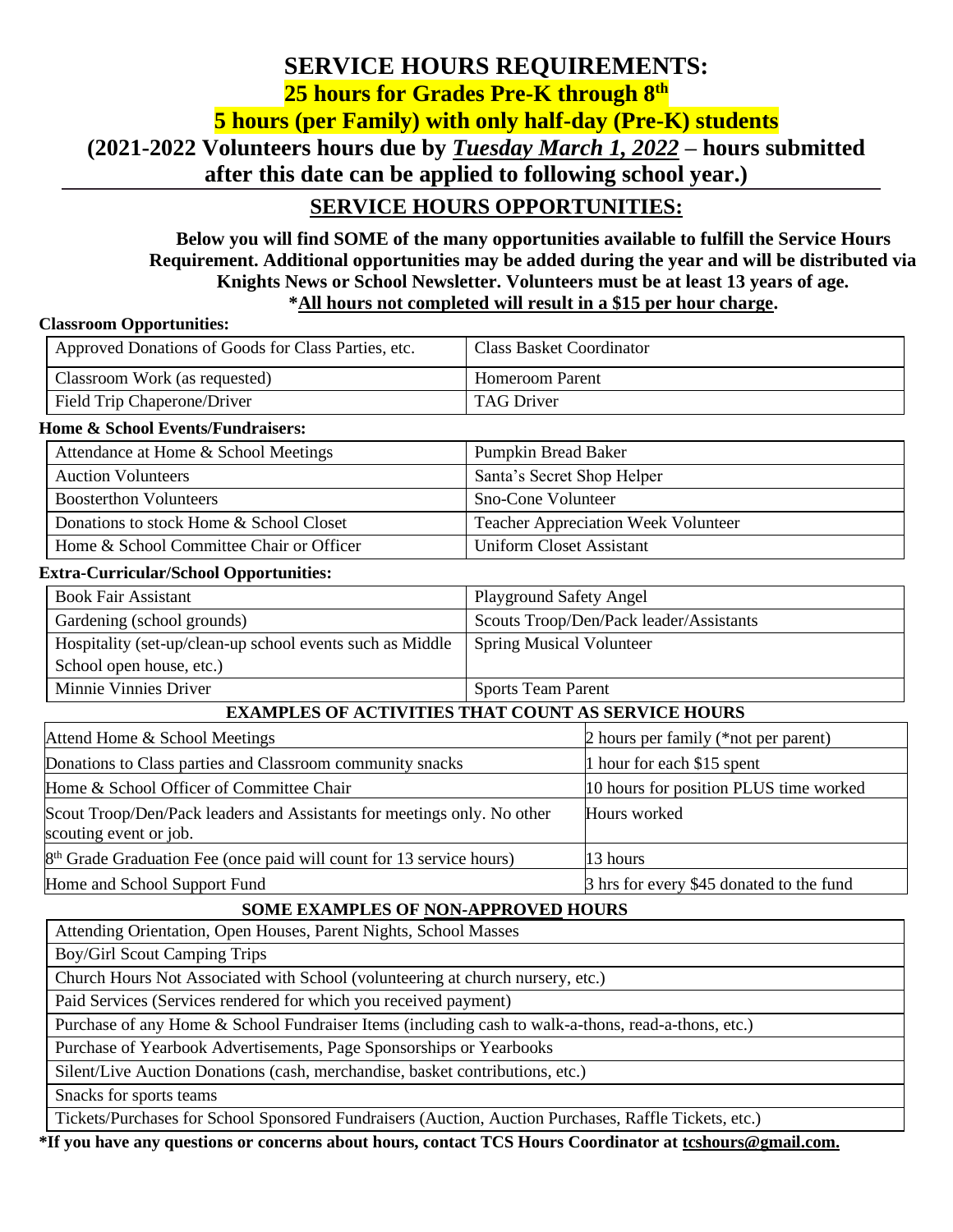# SERVICE HOURS REQUIREMENTS:

**25 hours for Grades Pre-K through 8th**

**5 hours (per Family) with only half-day (Pre-K) students**

**(2021-2022 Volunteers hours due by *Tuesday March 1, 2022* – hours submitted after this date can be applied to following school year.)**

## SERVICE HOURS OPPORTUNITIES:

**Below you will find SOME of the many opportunities available to fulfill the Service Hours Requirement. Additional opportunities may be added during the year and will be distributed via Knights News or School Newsletter. Volunteers must be at least 13 years of age.**

**\*All hours not completed will result in a $15 per hour charge.**

**Classroom Opportunities:**

| | |
|---|---|
| Approved Donations of Goods for Class Parties, etc. | Class Basket Coordinator |
| Classroom Work (as requested) | Homeroom Parent |
| Field Trip Chaperone/Driver | TAG Driver |

**Home & School Events/Fundraisers:**

| | |
|---|---|
| Attendance at Home & School Meetings | Pumpkin Bread Baker |
| Auction Volunteers | Santa's Secret Shop Helper |
| Boosterthon Volunteers | Sno-Cone Volunteer |
| Donations to stock Home & School Closet | Teacher Appreciation Week Volunteer |
| Home & School Committee Chair or Officer | Uniform Closet Assistant |

**Extra-Curricular/School Opportunities:**

| | |
|---|---|
| Book Fair Assistant | Playground Safety Angel |
| Gardening (school grounds) | Scouts Troop/Den/Pack leader/Assistants |
| Hospitality (set-up/clean-up school events such as Middle School open house, etc.) | Spring Musical Volunteer |
| Minnie Vinnies Driver | Sports Team Parent |

**EXAMPLES OF ACTIVITIES THAT COUNT AS SERVICE HOURS**

| | |
|---|---|
| Attend Home & School Meetings | 2 hours per family (*not per parent) |
| Donations to Class parties and Classroom community snacks | 1 hour for each $15 spent |
| Home & School Officer of Committee Chair | 10 hours for position PLUS time worked |
| Scout Troop/Den/Pack leaders and Assistants for meetings only. No other scouting event or job. | Hours worked |
| 8th Graduation Fee (once paid will count for 13 service hours) | 13 hours |
| Home and School Support Fund | 3 hrs for every $45 donated to the fund |

**SOME EXAMPLES OF NON-APPROVED HOURS**

| |
|---|
| Attending Orientation, Open Houses, Parent Nights, School Masses |
| Boy/Girl Scout Camping Trips |
| Church Hours Not Associated with School (volunteering at church nursery, etc.) |
| Paid Services (Services rendered for which you received payment) |
| Purchase of any Home & School Fundraiser Items (including cash to walk-a-thons, read-a-thons, etc.) |
| Purchase of Yearbook Advertisements, Page Sponsorships or Yearbooks |
| Silent/Live Auction Donations (cash, merchandise, basket contributions, etc.) |
| Snacks for sports teams |
| Tickets/Purchases for School Sponsored Fundraisers (Auction, Auction Purchases, Raffle Tickets, etc.) |

**\*If you have any questions or concerns about hours, contact TCS Hours Coordinator at tcshours@gmail.com.**